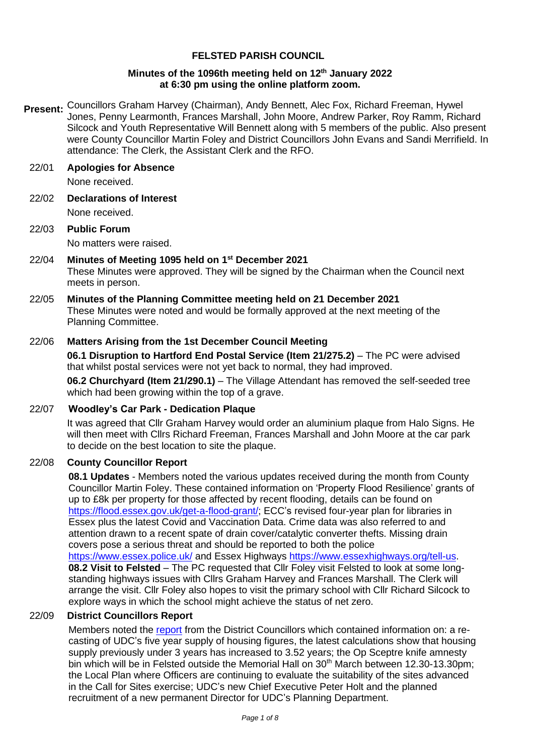# FELSTED PARISH COUNCIL

## Minutes of the 1096th meeting held on 12th January 2022 at 6:30 pm using the online platform zoom.

**Present:** Councillors Graham Harvey (Chairman), Andy Bennett, Alec Fox, Richard Freeman, Hywel Jones, Penny Learmonth, Frances Marshall, John Moore, Andrew Parker, Roy Ramm, Richard Silcock and Youth Representative Will Bennett along with 5 members of the public. Also present were County Councillor Martin Foley and District Councillors John Evans and Sandi Merrifield. In attendance: The Clerk, the Assistant Clerk and the RFO.

**22/01 Apologies for Absence**

None received.

**22/02 Declarations of Interest**

None received.

**22/03 Public Forum**

No matters were raised.

**22/04 Minutes of Meeting 1095 held on 1st December 2021**

These Minutes were approved. They will be signed by the Chairman when the Council next meets in person.

**22/05 Minutes of the Planning Committee meeting held on 21 December 2021**

These Minutes were noted and would be formally approved at the next meeting of the Planning Committee.

**22/06 Matters Arising from the 1st December Council Meeting**

**06.1 Disruption to Hartford End Postal Service (Item 21/275.2)** – The PC were advised that whilst postal services were not yet back to normal, they had improved.

**06.2 Churchyard (Item 21/290.1)** – The Village Attendant has removed the self-seeded tree which had been growing within the top of a grave.

**22/07 Woodley's Car Park - Dedication Plaque**

It was agreed that Cllr Graham Harvey would order an aluminium plaque from Halo Signs. He will then meet with Cllrs Richard Freeman, Frances Marshall and John Moore at the car park to decide on the best location to site the plaque.

**22/08 County Councillor Report**

**08.1 Updates** - Members noted the various updates received during the month from County Councillor Martin Foley. These contained information on 'Property Flood Resilience' grants of up to £8k per property for those affected by recent flooding, details can be found on https://flood.essex.gov.uk/get-a-flood-grant/; ECC's revised four-year plan for libraries in Essex plus the latest Covid and Vaccination Data. Crime data was also referred to and attention drawn to a recent spate of drain cover/catalytic converter thefts. Missing drain covers pose a serious threat and should be reported to both the police https://www.essex.police.uk/ and Essex Highways https://www.essexhighways.org/tell-us.

**08.2 Visit to Felsted** – The PC requested that Cllr Foley visit Felsted to look at some long-standing highways issues with Cllrs Graham Harvey and Frances Marshall. The Clerk will arrange the visit. Cllr Foley also hopes to visit the primary school with Cllr Richard Silcock to explore ways in which the school might achieve the status of net zero.

**22/09 District Councillors Report**

Members noted the report from the District Councillors which contained information on: a re-casting of UDC's five year supply of housing figures, the latest calculations show that housing supply previously under 3 years has increased to 3.52 years; the Op Sceptre knife amnesty bin which will be in Felsted outside the Memorial Hall on 30th March between 12.30-13.30pm; the Local Plan where Officers are continuing to evaluate the suitability of the sites advanced in the Call for Sites exercise; UDC's new Chief Executive Peter Holt and the planned recruitment of a new permanent Director for UDC's Planning Department.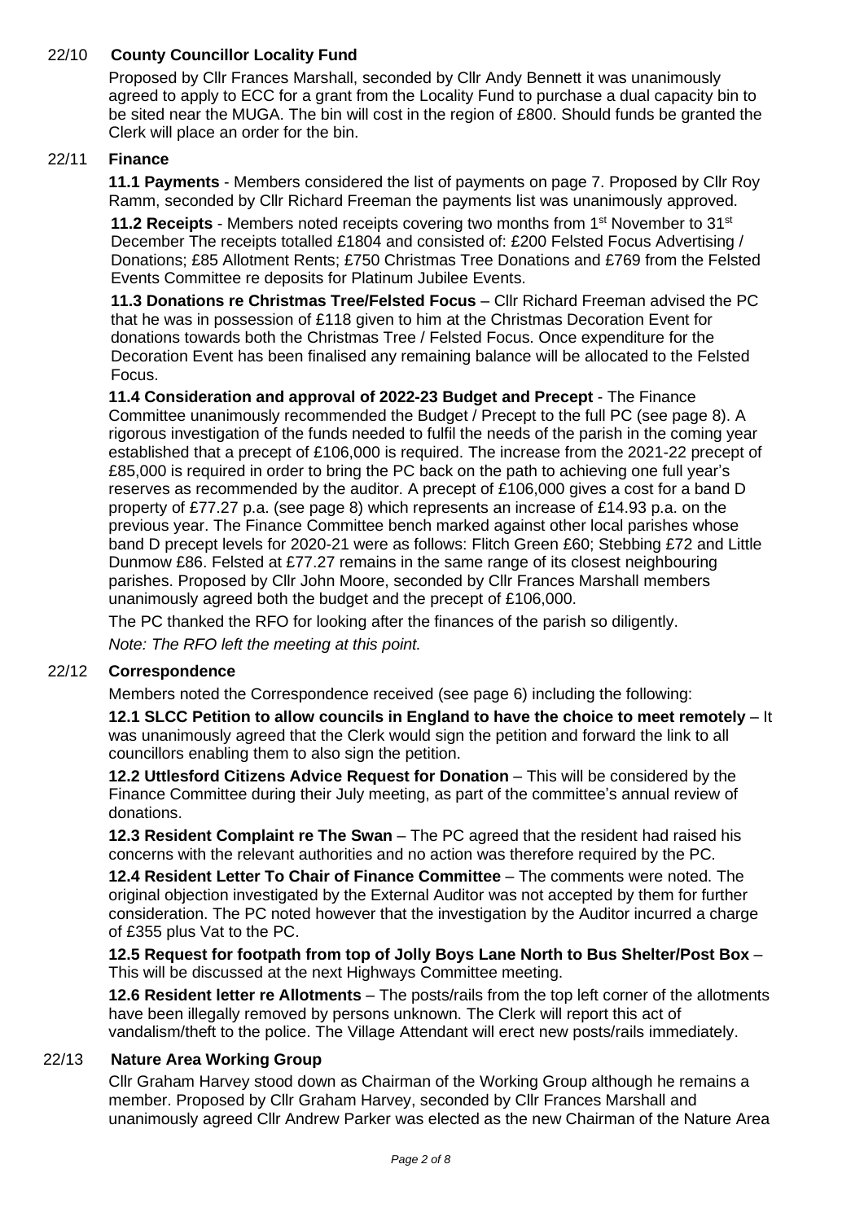## 22/10 County Councillor Locality Fund

Proposed by Cllr Frances Marshall, seconded by Cllr Andy Bennett it was unanimously agreed to apply to ECC for a grant from the Locality Fund to purchase a dual capacity bin to be sited near the MUGA. The bin will cost in the region of £800. Should funds be granted the Clerk will place an order for the bin.

## 22/11 Finance

**11.1 Payments** - Members considered the list of payments on page 7. Proposed by Cllr Roy Ramm, seconded by Cllr Richard Freeman the payments list was unanimously approved.

**11.2 Receipts** - Members noted receipts covering two months from 1st November to 31st December The receipts totalled £1804 and consisted of: £200 Felsted Focus Advertising / Donations; £85 Allotment Rents; £750 Christmas Tree Donations and £769 from the Felsted Events Committee re deposits for Platinum Jubilee Events.

**11.3 Donations re Christmas Tree/Felsted Focus** – Cllr Richard Freeman advised the PC that he was in possession of £118 given to him at the Christmas Decoration Event for donations towards both the Christmas Tree / Felsted Focus. Once expenditure for the Decoration Event has been finalised any remaining balance will be allocated to the Felsted Focus.

**11.4 Consideration and approval of 2022-23 Budget and Precept** - The Finance Committee unanimously recommended the Budget / Precept to the full PC (see page 8). A rigorous investigation of the funds needed to fulfil the needs of the parish in the coming year established that a precept of £106,000 is required. The increase from the 2021-22 precept of £85,000 is required in order to bring the PC back on the path to achieving one full year's reserves as recommended by the auditor. A precept of £106,000 gives a cost for a band D property of £77.27 p.a. (see page 8) which represents an increase of £14.93 p.a. on the previous year. The Finance Committee bench marked against other local parishes whose band D precept levels for 2020-21 were as follows: Flitch Green £60; Stebbing £72 and Little Dunmow £86. Felsted at £77.27 remains in the same range of its closest neighbouring parishes. Proposed by Cllr John Moore, seconded by Cllr Frances Marshall members unanimously agreed both the budget and the precept of £106,000.

The PC thanked the RFO for looking after the finances of the parish so diligently.

*Note: The RFO left the meeting at this point.*

## 22/12 Correspondence

Members noted the Correspondence received (see page 6) including the following:

**12.1 SLCC Petition to allow councils in England to have the choice to meet remotely** – It was unanimously agreed that the Clerk would sign the petition and forward the link to all councillors enabling them to also sign the petition.

**12.2 Uttlesford Citizens Advice Request for Donation** – This will be considered by the Finance Committee during their July meeting, as part of the committee's annual review of donations.

**12.3 Resident Complaint re The Swan** – The PC agreed that the resident had raised his concerns with the relevant authorities and no action was therefore required by the PC.

**12.4 Resident Letter To Chair of Finance Committee** – The comments were noted. The original objection investigated by the External Auditor was not accepted by them for further consideration. The PC noted however that the investigation by the Auditor incurred a charge of £355 plus Vat to the PC.

**12.5 Request for footpath from top of Jolly Boys Lane North to Bus Shelter/Post Box** – This will be discussed at the next Highways Committee meeting.

**12.6 Resident letter re Allotments** – The posts/rails from the top left corner of the allotments have been illegally removed by persons unknown. The Clerk will report this act of vandalism/theft to the police. The Village Attendant will erect new posts/rails immediately.

## 22/13 Nature Area Working Group

Cllr Graham Harvey stood down as Chairman of the Working Group although he remains a member. Proposed by Cllr Graham Harvey, seconded by Cllr Frances Marshall and unanimously agreed Cllr Andrew Parker was elected as the new Chairman of the Nature Area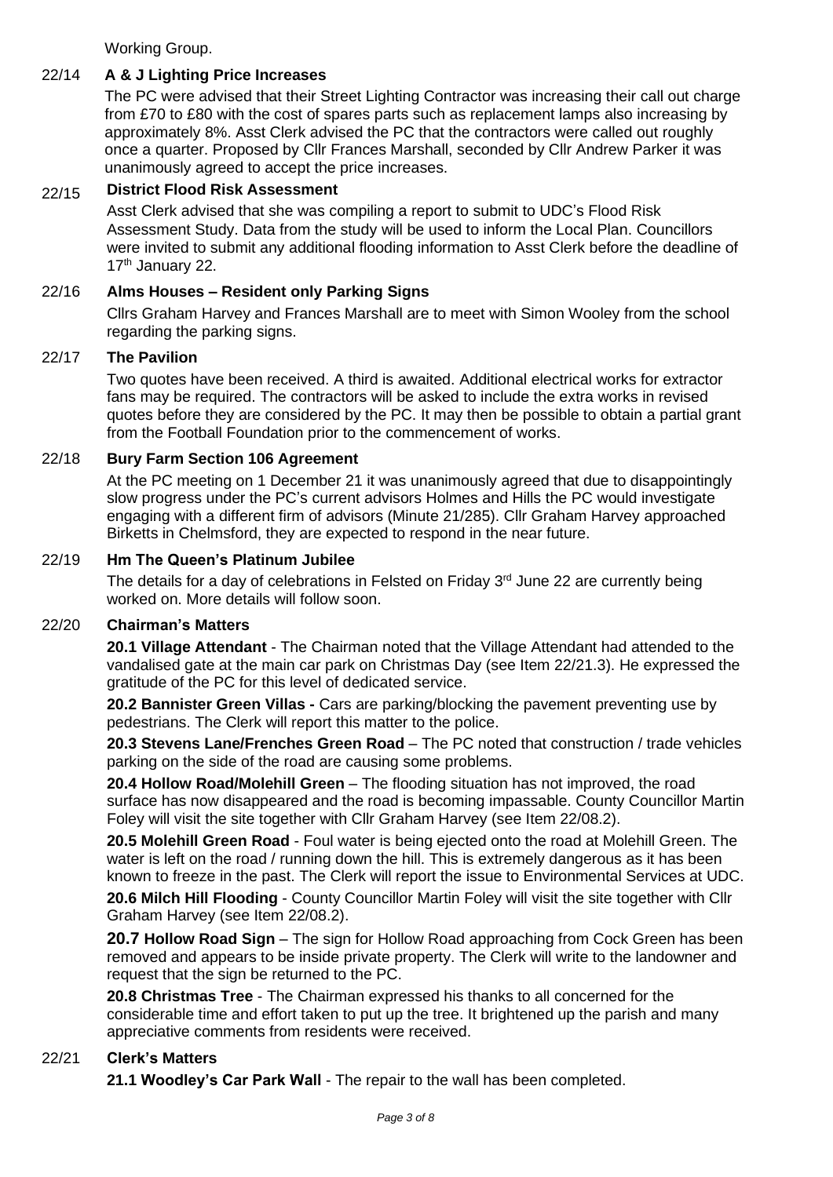Working Group.

### 22/14 A & J Lighting Price Increases

The PC were advised that their Street Lighting Contractor was increasing their call out charge from £70 to £80 with the cost of spares parts such as replacement lamps also increasing by approximately 8%. Asst Clerk advised the PC that the contractors were called out roughly once a quarter. Proposed by Cllr Frances Marshall, seconded by Cllr Andrew Parker it was unanimously agreed to accept the price increases.

### 22/15 District Flood Risk Assessment

Asst Clerk advised that she was compiling a report to submit to UDC's Flood Risk Assessment Study. Data from the study will be used to inform the Local Plan. Councillors were invited to submit any additional flooding information to Asst Clerk before the deadline of 17th January 22.

### 22/16 Alms Houses – Resident only Parking Signs

Cllrs Graham Harvey and Frances Marshall are to meet with Simon Wooley from the school regarding the parking signs.

### 22/17 The Pavilion

Two quotes have been received. A third is awaited. Additional electrical works for extractor fans may be required. The contractors will be asked to include the extra works in revised quotes before they are considered by the PC. It may then be possible to obtain a partial grant from the Football Foundation prior to the commencement of works.

### 22/18 Bury Farm Section 106 Agreement

At the PC meeting on 1 December 21 it was unanimously agreed that due to disappointingly slow progress under the PC's current advisors Holmes and Hills the PC would investigate engaging with a different firm of advisors (Minute 21/285). Cllr Graham Harvey approached Birketts in Chelmsford, they are expected to respond in the near future.

### 22/19 Hm The Queen's Platinum Jubilee

The details for a day of celebrations in Felsted on Friday 3rd June 22 are currently being worked on. More details will follow soon.

### 22/20 Chairman's Matters

**20.1 Village Attendant** - The Chairman noted that the Village Attendant had attended to the vandalised gate at the main car park on Christmas Day (see Item 22/21.3). He expressed the gratitude of the PC for this level of dedicated service.

**20.2 Bannister Green Villas -** Cars are parking/blocking the pavement preventing use by pedestrians. The Clerk will report this matter to the police.

**20.3 Stevens Lane/Frenches Green Road** – The PC noted that construction / trade vehicles parking on the side of the road are causing some problems.

**20.4 Hollow Road/Molehill Green** – The flooding situation has not improved, the road surface has now disappeared and the road is becoming impassable. County Councillor Martin Foley will visit the site together with Cllr Graham Harvey (see Item 22/08.2).

**20.5 Molehill Green Road** - Foul water is being ejected onto the road at Molehill Green. The water is left on the road / running down the hill. This is extremely dangerous as it has been known to freeze in the past. The Clerk will report the issue to Environmental Services at UDC.

**20.6 Milch Hill Flooding** - County Councillor Martin Foley will visit the site together with Cllr Graham Harvey (see Item 22/08.2).

**20.7 Hollow Road Sign** – The sign for Hollow Road approaching from Cock Green has been removed and appears to be inside private property. The Clerk will write to the landowner and request that the sign be returned to the PC.

**20.8 Christmas Tree** - The Chairman expressed his thanks to all concerned for the considerable time and effort taken to put up the tree. It brightened up the parish and many appreciative comments from residents were received.

### 22/21 Clerk's Matters

**21.1 Woodley's Car Park Wall** - The repair to the wall has been completed.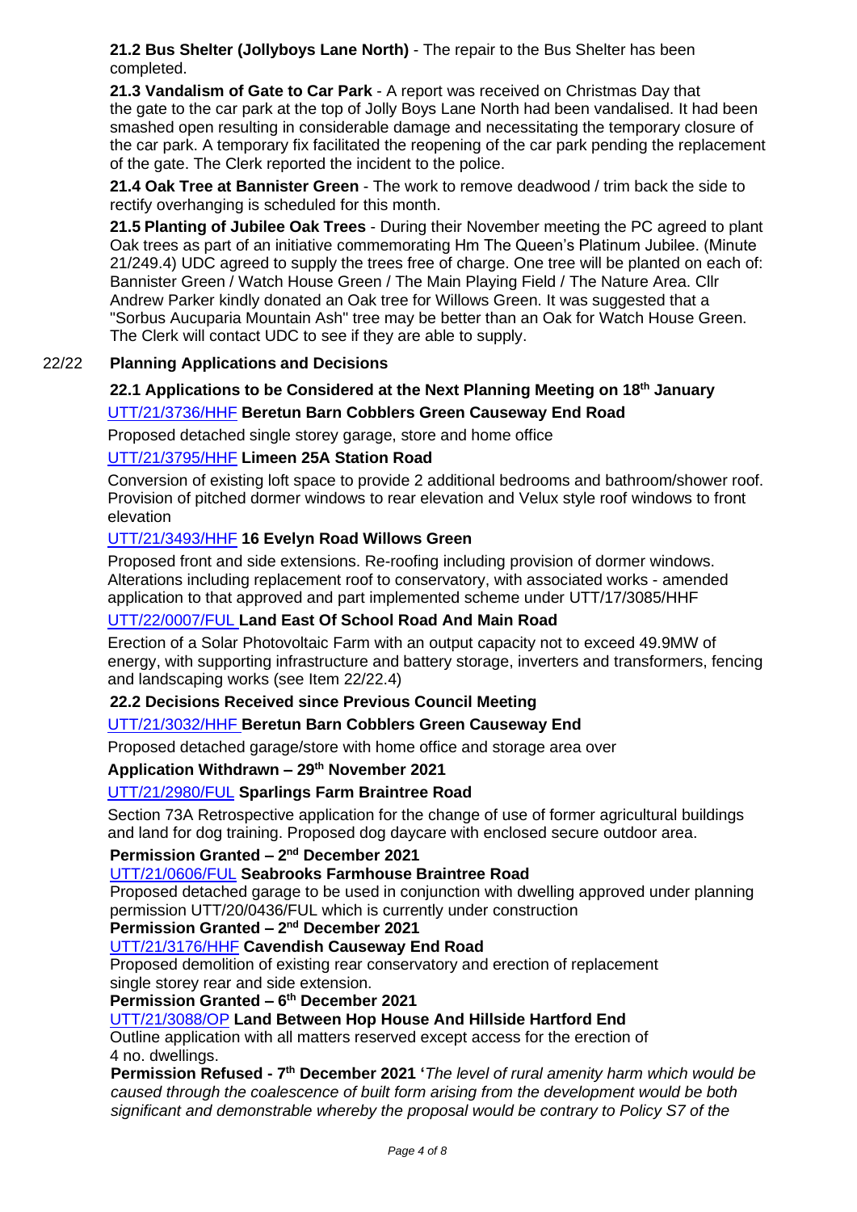**21.2 Bus Shelter (Jollyboys Lane North)** - The repair to the Bus Shelter has been completed.

**21.3 Vandalism of Gate to Car Park** - A report was received on Christmas Day that the gate to the car park at the top of Jolly Boys Lane North had been vandalised. It had been smashed open resulting in considerable damage and necessitating the temporary closure of the car park. A temporary fix facilitated the reopening of the car park pending the replacement of the gate. The Clerk reported the incident to the police.

**21.4 Oak Tree at Bannister Green** - The work to remove deadwood / trim back the side to rectify overhanging is scheduled for this month.

**21.5 Planting of Jubilee Oak Trees** - During their November meeting the PC agreed to plant Oak trees as part of an initiative commemorating Hm The Queen's Platinum Jubilee. (Minute 21/249.4) UDC agreed to supply the trees free of charge. One tree will be planted on each of: Bannister Green / Watch House Green / The Main Playing Field / The Nature Area. Cllr Andrew Parker kindly donated an Oak tree for Willows Green. It was suggested that a "Sorbus Aucuparia Mountain Ash" tree may be better than an Oak for Watch House Green. The Clerk will contact UDC to see if they are able to supply.

22/22 **Planning Applications and Decisions**

**22.1 Applications to be Considered at the Next Planning Meeting on 18th January**

UTT/21/3736/HHF **Beretun Barn Cobblers Green Causeway End Road**

Proposed detached single storey garage, store and home office

UTT/21/3795/HHF **Limeen 25A Station Road**

Conversion of existing loft space to provide 2 additional bedrooms and bathroom/shower roof. Provision of pitched dormer windows to rear elevation and Velux style roof windows to front elevation

UTT/21/3493/HHF **16 Evelyn Road Willows Green**

Proposed front and side extensions. Re-roofing including provision of dormer windows. Alterations including replacement roof to conservatory, with associated works - amended application to that approved and part implemented scheme under UTT/17/3085/HHF

UTT/22/0007/FUL **Land East Of School Road And Main Road**

Erection of a Solar Photovoltaic Farm with an output capacity not to exceed 49.9MW of energy, with supporting infrastructure and battery storage, inverters and transformers, fencing and landscaping works (see Item 22/22.4)

**22.2 Decisions Received since Previous Council Meeting**

UTT/21/3032/HHF **Beretun Barn Cobblers Green Causeway End**

Proposed detached garage/store with home office and storage area over

**Application Withdrawn – 29th November 2021**

UTT/21/2980/FUL **Sparlings Farm Braintree Road**

Section 73A Retrospective application for the change of use of former agricultural buildings and land for dog training. Proposed dog daycare with enclosed secure outdoor area.

**Permission Granted – 2nd December 2021**

UTT/21/0606/FUL **Seabrooks Farmhouse Braintree Road**

Proposed detached garage to be used in conjunction with dwelling approved under planning permission UTT/20/0436/FUL which is currently under construction

**Permission Granted – 2nd December 2021**

UTT/21/3176/HHF **Cavendish Causeway End Road**

Proposed demolition of existing rear conservatory and erection of replacement single storey rear and side extension.

**Permission Granted – 6th December 2021**

UTT/21/3088/OP **Land Between Hop House And Hillside Hartford End**

Outline application with all matters reserved except access for the erection of 4 no. dwellings.

**Permission Refused - 7th December 2021 '***The level of rural amenity harm which would be caused through the coalescence of built form arising from the development would be both significant and demonstrable whereby the proposal would be contrary to Policy S7 of the*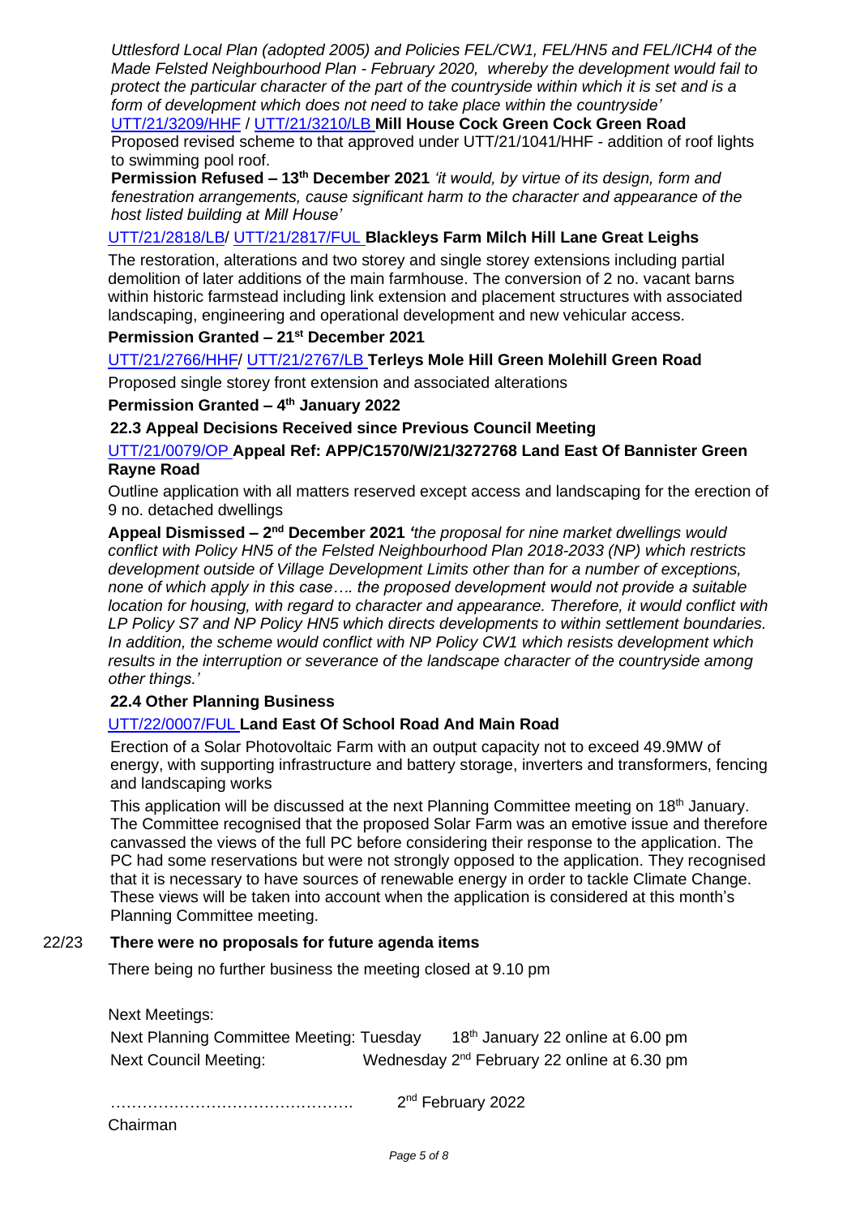*Uttlesford Local Plan (adopted 2005) and Policies FEL/CW1, FEL/HN5 and FEL/ICH4 of the Made Felsted Neighbourhood Plan - February 2020, whereby the development would fail to protect the particular character of the part of the countryside within which it is set and is a form of development which does not need to take place within the countryside'*

UTT/21/3209/HHF / UTT/21/3210/LB **Mill House Cock Green Cock Green Road**

Proposed revised scheme to that approved under UTT/21/1041/HHF - addition of roof lights to swimming pool roof.

**Permission Refused – 13th December 2021** *'it would, by virtue of its design, form and fenestration arrangements, cause significant harm to the character and appearance of the host listed building at Mill House'*

UTT/21/2818/LB/ UTT/21/2817/FUL **Blackleys Farm Milch Hill Lane Great Leighs**

The restoration, alterations and two storey and single storey extensions including partial demolition of later additions of the main farmhouse. The conversion of 2 no. vacant barns within historic farmstead including link extension and placement structures with associated landscaping, engineering and operational development and new vehicular access.

**Permission Granted – 21st December 2021**

UTT/21/2766/HHF/ UTT/21/2767/LB **Terleys Mole Hill Green Molehill Green Road**

Proposed single storey front extension and associated alterations

**Permission Granted – 4th January 2022**

**22.3 Appeal Decisions Received since Previous Council Meeting**

UTT/21/0079/OP **Appeal Ref: APP/C1570/W/21/3272768 Land East Of Bannister Green Rayne Road**

Outline application with all matters reserved except access and landscaping for the erection of 9 no. detached dwellings

**Appeal Dismissed – 2nd December 2021** *'the proposal for nine market dwellings would conflict with Policy HN5 of the Felsted Neighbourhood Plan 2018-2033 (NP) which restricts development outside of Village Development Limits other than for a number of exceptions, none of which apply in this case…. the proposed development would not provide a suitable location for housing, with regard to character and appearance. Therefore, it would conflict with LP Policy S7 and NP Policy HN5 which directs developments to within settlement boundaries. In addition, the scheme would conflict with NP Policy CW1 which resists development which results in the interruption or severance of the landscape character of the countryside among other things.'*

**22.4 Other Planning Business**

UTT/22/0007/FUL **Land East Of School Road And Main Road**

Erection of a Solar Photovoltaic Farm with an output capacity not to exceed 49.9MW of energy, with supporting infrastructure and battery storage, inverters and transformers, fencing and landscaping works

This application will be discussed at the next Planning Committee meeting on 18th January. The Committee recognised that the proposed Solar Farm was an emotive issue and therefore canvassed the views of the full PC before considering their response to the application. The PC had some reservations but were not strongly opposed to the application. They recognised that it is necessary to have sources of renewable energy in order to tackle Climate Change. These views will be taken into account when the application is considered at this month's Planning Committee meeting.

22/23 **There were no proposals for future agenda items**

There being no further business the meeting closed at 9.10 pm

Next Meetings:

Next Planning Committee Meeting: Tuesday 18th January 22 online at 6.00 pm

Next Council Meeting: Wednesday 2nd February 22 online at 6.30 pm

………………………………………. 2nd February 2022

Chairman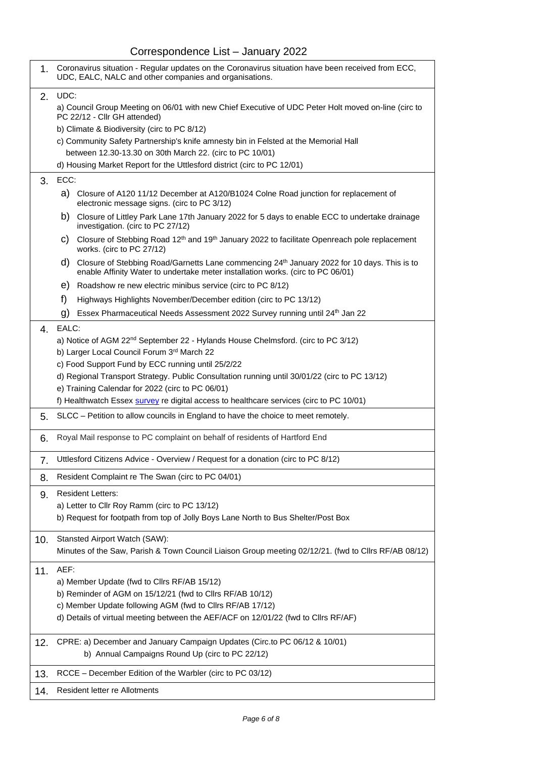# Correspondence List – January 2022

| | |
|---|---|
| 1. | Coronavirus situation - Regular updates on the Coronavirus situation have been received from ECC, UDC, EALC, NALC and other companies and organisations. |
| 2. | UDC:<br>a) Council Group Meeting on 06/01 with new Chief Executive of UDC Peter Holt moved on-line (circ to PC 22/12 - Cllr GH attended)<br>b) Climate & Biodiversity (circ to PC 8/12)<br>c) Community Safety Partnership's knife amnesty bin in Felsted at the Memorial Hall between 12.30-13.30 on 30th March 22. (circ to PC 10/01)<br>d) Housing Market Report for the Uttlesford district (circ to PC 12/01) |
| 3. | ECC:<br>a) Closure of A120 11/12 December at A120/B1024 Colne Road junction for replacement of electronic message signs. (circ to PC 3/12)<br>b) Closure of Littley Park Lane 17th January 2022 for 5 days to enable ECC to undertake drainage investigation. (circ to PC 27/12)<br>c) Closure of Stebbing Road 12th and 19th January 2022 to facilitate Openreach pole replacement works. (circ to PC 27/12)<br>d) Closure of Stebbing Road/Garnetts Lane commencing 24th January 2022 for 10 days. This is to enable Affinity Water to undertake meter installation works. (circ to PC 06/01)<br>e) Roadshow re new electric minibus service (circ to PC 8/12)<br>f) Highways Highlights November/December edition (circ to PC 13/12)<br>g) Essex Pharmaceutical Needs Assessment 2022 Survey running until 24th Jan 22 |
| 4. | EALC:<br>a) Notice of AGM 22nd September 22 - Hylands House Chelmsford. (circ to PC 3/12)<br>b) Larger Local Council Forum 3rd March 22<br>c) Food Support Fund by ECC running until 25/2/22<br>d) Regional Transport Strategy. Public Consultation running until 30/01/22 (circ to PC 13/12)<br>e) Training Calendar for 2022 (circ to PC 06/01)<br>f) Healthwatch Essex survey re digital access to healthcare services (circ to PC 10/01) |
| 5. | SLCC – Petition to allow councils in England to have the choice to meet remotely. |
| 6. | Royal Mail response to PC complaint on behalf of residents of Hartford End |
| 7. | Uttlesford Citizens Advice - Overview / Request for a donation (circ to PC 8/12) |
| 8. | Resident Complaint re The Swan (circ to PC 04/01) |
| 9. | Resident Letters:<br>a) Letter to Cllr Roy Ramm (circ to PC 13/12)<br>b) Request for footpath from top of Jolly Boys Lane North to Bus Shelter/Post Box |
| 10. | Stansted Airport Watch (SAW):<br>Minutes of the Saw, Parish & Town Council Liaison Group meeting 02/12/21. (fwd to Cllrs RF/AB 08/12) |
| 11. | AEF:<br>a) Member Update (fwd to Cllrs RF/AB 15/12)<br>b) Reminder of AGM on 15/12/21 (fwd to Cllrs RF/AB 10/12)<br>c) Member Update following AGM (fwd to Cllrs RF/AB 17/12)<br>d) Details of virtual meeting between the AEF/ACF on 12/01/22 (fwd to Cllrs RF/AF) |
| 12. | CPRE: a) December and January Campaign Updates (Circ.to PC 06/12 & 10/01)<br>b) Annual Campaigns Round Up (circ to PC 22/12) |
| 13. | RCCE – December Edition of the Warbler (circ to PC 03/12) |
| 14. | Resident letter re Allotments |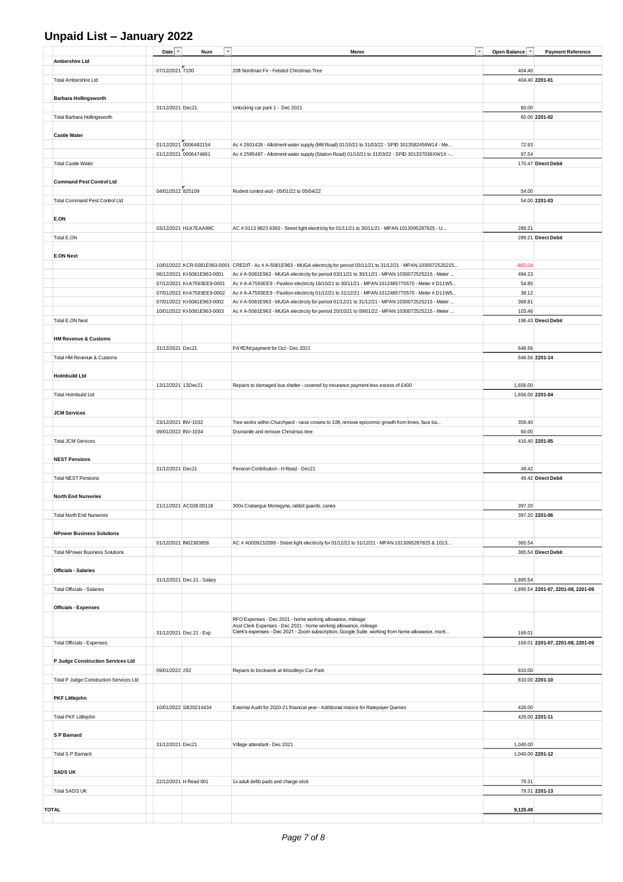# Unpaid List – January 2022

| | Date | Num | Memo | Open Balance | Payment Reference |
|---|---|---|---|---|---|
| **Ambershire Ltd** | | | | | |
| | 07/12/2021 | 7100 | 20ft Nordman Fir - Felsted Christmas Tree | 404.40 | |
| Total Ambershire Ltd | | | | 404.40 | **2201-01** |
| **Barbara Hollingsworth** | | | | | |
| | 31/12/2021 | Dec21 | Unlocking car park 1 - Dec 2021 | 60.00 | |
| Total Barbara Hollingsworth | | | | 60.00 | **2201-02** |
| **Castle Water** | | | | | |
| | 01/12/2021 | 0006482154 | Ac # 2601428 - Allotment water supply (Mill Road) 01/10/21 to 31/03/22 - SPID 3013582456W14 - Me... | 72.93 | |
| | 01/12/2021 | 0006474861 | Ac # 2595497 - Allotment water supply (Station Road) 01/10/21 to 31/03/22 - SPID 301337036XW1X -... | 97.54 | |
| Total Castle Water | | | | 170.47 | **Direct Debit** |
| **Command Pest Control Ltd** | | | | | |
| | 04/01/2022 | 825109 | Rodent control visit - 05/01/22 to 05/04/22 | 54.00 | |
| Total Command Pest Control Ltd | | | | 54.00 | **2201-03** |
| **E.ON** | | | | | |
| | 03/12/2021 | H1A7EAA99C | AC # 0113 9823 6360 - Street light electricity for 01/11/21 to 30/11/21 - MPAN 1013095287825 - U... | 289.21 | |
| Total E.ON | | | | 289.21 | **Direct Debit** |
| **E.ON Next** | | | | | |
| | 10/01/2022 | KCR-5081E963-0001 | CREDIT - Ac # A-5081E963 - MUGA electricity for period 03/11/21 to 31/12/21 - MPAN 1030072525215... | -863.04 | |
| | 06/12/2021 | KI-5081E963-0001 | Ac # A-5081E963 - MUGA electricity for period 03/11/21 to 30/11/21 - MPAN 1030072525215 - Meter ... | 494.23 | |
| | 07/12/2021 | KI-A7593EE9-0001 | Ac # A-A7593EE9 - Pavilion electricity 18/10/21 to 30/11/21 - MPAN 1012485770570 - Meter # D11W5... | 54.85 | |
| | 07/01/2022 | KI-A7593EE9-0002 | Ac # A-A7593EE9 - Pavilion electricity 01/12/21 to 31/12/21 - MPAN 1012485770570 - Meter # D11W5... | 38.12 | |
| | 07/01/2022 | KI-5081E963-0002 | Ac # A-5081E963 - MUGA electricity for period 01/12/21 to 31/12/21 - MPAN 1030072525215 - Meter ... | 368.81 | |
| | 10/01/2022 | KI-5081E963-0003 | Ac # A-5081E963 - MUGA electricity for period 20/10/21 to 09/01/22 - MPAN 1030072525215 - Meter ... | 103.46 | |
| Total E.ON Next | | | | 196.43 | **Direct Debit** |
| **HM Revenue & Customs** | | | | | |
| | 31/12/2021 | Dec21 | PAYE/NI payment for Oct - Dec 2021 | 646.56 | |
| Total HM Revenue & Customs | | | | 646.56 | **2201-14** |
| **Holmbuild Ltd** | | | | | |
| | 13/12/2021 | 13Dec21 | Repairs to damaged bus shelter - covered by insurance payment less excess of £400 | 1,656.00 | |
| Total Holmbuild Ltd | | | | 1,656.00 | **2201-04** |
| **JCM Services** | | | | | |
| | 23/12/2021 | INV-1032 | Tree works within Churchyard - raise crowns to 10ft, remove epicormic growth from limes, face ba... | 356.40 | |
| | 09/01/2022 | INV-1034 | Dismantle and remove Christmas tree | 60.00 | |
| Total JCM Services | | | | 416.40 | **2201-05** |
| **NEST Pensions** | | | | | |
| | 31/12/2021 | Dec21 | Pension Contribution - H Read - Dec21 | 49.42 | |
| Total NEST Pensions | | | | 49.42 | **Direct Debit** |
| **North End Nurseries** | | | | | |
| | 21/11/2021 | AC028.00118 | 300x Crataegus Monogyna, rabbit guards, canes | 397.20 | |
| Total North End Nurseries | | | | 397.20 | **2201-06** |
| **NPower Business Solutions** | | | | | |
| | 01/12/2021 | IN02383856 | AC # A0009232099 - Street light electricity for 01/12/21 to 31/12/21 - MPAN 1013095287825 & 1013... | 365.54 | |
| Total NPower Business Solutions | | | | 365.54 | **Direct Debit** |
| **Officials - Salaries** | | | | | |
| | 31/12/2021 | Dec 21 - Salary | | 1,895.54 | |
| Total Officials - Salaries | | | | 1,895.54 | **2201-07, 2201-08, 2201-09** |
| **Officials - Expenses** | | | | | |
| | 31/12/2021 | Dec 21 - Exp | RFO Expenses - Dec 2021 - home working allowance, mileage<br>Asst Clerk Expenses - Dec 2021 - home working allowance, mileage<br>Clerk's expenses - Dec 2021 - Zoom subscription, Google Suite, working from home allowance, mont... | 169.01 | |
| Total Officials - Expenses | | | | 169.01 | **2201-07, 2201-08, 2201-09** |
| **P Judge Construction Services Ltd** | | | | | |
| | 09/01/2022 | 292 | Repairs to brickwork at Woodleys Car Park | 810.00 | |
| Total P Judge Construction Services Ltd | | | | 810.00 | **2201-10** |
| **PKF Littlejohn** | | | | | |
| | 10/01/2022 | SB20214434 | External Audit for 2020-21 financial year - Additional invoice for Ratepayer Queries | 426.00 | |
| Total PKF Littlejohn | | | | 426.00 | **2201-11** |
| **S P Barnard** | | | | | |
| | 31/12/2021 | Dec21 | Village attendant - Dec 2021 | 1,040.00 | |
| Total S P Barnard | | | | 1,040.00 | **2201-12** |
| **SADS UK** | | | | | |
| | 22/12/2021 | H Read 001 | 1x adult defib pads and charge stick | 79.31 | |
| Total SADS UK | | | | 79.31 | **2201-13** |
| **TOTAL** | | | | **9,125.49** | |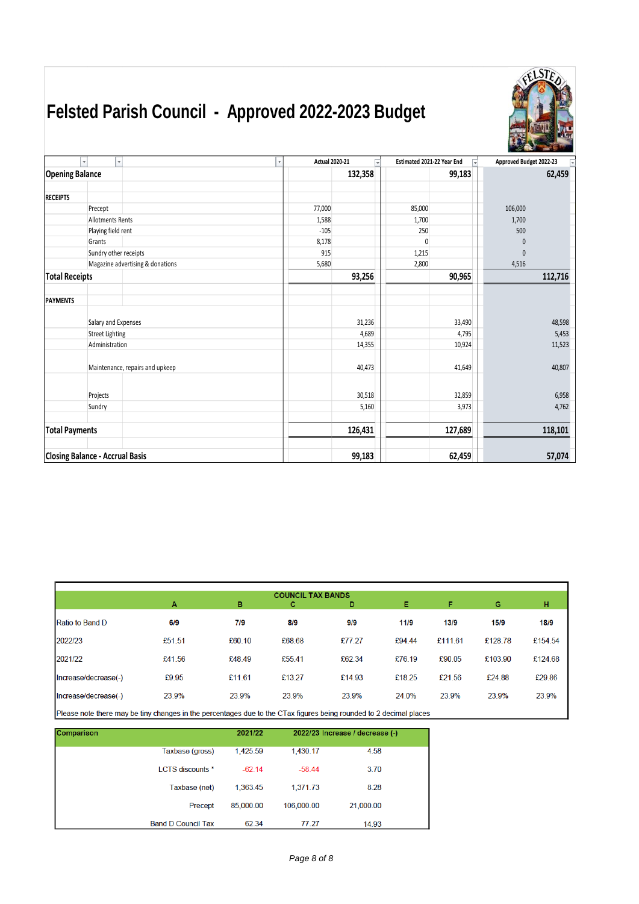# Felsted Parish Council - Approved 2022-2023 Budget

| | | | Actual 2020-21 | | Estimated 2021-22 Year End | | Approved Budget 2022-23 | |
|---|---|---|---|---|---|---|---|---|
| **Opening Balance** | | | | **132,358** | | **99,183** | | **62,459** |
| **RECEIPTS** | | | | | | | | |
| | Precept | | 77,000 | | 85,000 | | 106,000 | |
| | Allotments Rents | | 1,588 | | 1,700 | | 1,700 | |
| | Playing field rent | | -105 | | 250 | | 500 | |
| | Grants | | 8,178 | | 0 | | 0 | |
| | Sundry other receipts | | 915 | | 1,215 | | 0 | |
| | Magazine advertising & donations | | 5,680 | | 2,800 | | 4,516 | |
| **Total Receipts** | | | | **93,256** | | **90,965** | | **112,716** |
| **PAYMENTS** | | | | | | | | |
| | Salary and Expenses | | | 31,236 | | 33,490 | | 48,598 |
| | Street Lighting | | | 4,689 | | 4,795 | | 5,453 |
| | Administration | | | 14,355 | | 10,924 | | 11,523 |
| | Maintenance, repairs and upkeep | | | 40,473 | | 41,649 | | 40,807 |
| | Projects | | | 30,518 | | 32,859 | | 6,958 |
| | Sundry | | | 5,160 | | 3,973 | | 4,762 |
| **Total Payments** | | | | **126,431** | | **127,689** | | **118,101** |
| **Closing Balance - Accrual Basis** | | | | **99,183** | | **62,459** | | **57,074** |

| COUNCIL TAX BANDS | A | B | C | D | E | F | G | H |
|---|---|---|---|---|---|---|---|---|
| Ratio to Band D | 6/9 | 7/9 | 8/9 | 9/9 | 11/9 | 13/9 | 15/9 | 18/9 |
| 2022/23 | £51.51 | £60.10 | £68.68 | £77.27 | £94.44 | £111.61 | £128.78 | £154.54 |
| 2021/22 | £41.56 | £48.49 | £55.41 | £62.34 | £76.19 | £90.05 | £103.90 | £124.68 |
| Increase/decrease(-) | £9.95 | £11.61 | £13.27 | £14.93 | £18.25 | £21.56 | £24.88 | £29.86 |
| Increase/decrease(-) | 23.9% | 23.9% | 23.9% | 23.9% | 24.0% | 23.9% | 23.9% | 23.9% |

Please note there may be tiny changes in the percentages due to the CTax figures being rounded to 2 decimal places

| Comparison | 2021/22 | 2022/23 | Increase / decrease (-) |
|---|---|---|---|
| Taxbase (gross) | 1,425.59 | 1,430.17 | 4.58 |
| LCTS discounts * | -62.14 | -58.44 | 3.70 |
| Taxbase (net) | 1,363.45 | 1,371.73 | 8.28 |
| Precept | 85,000.00 | 106,000.00 | 21,000.00 |
| Band D Council Tax | 62.34 | 77.27 | 14.93 |